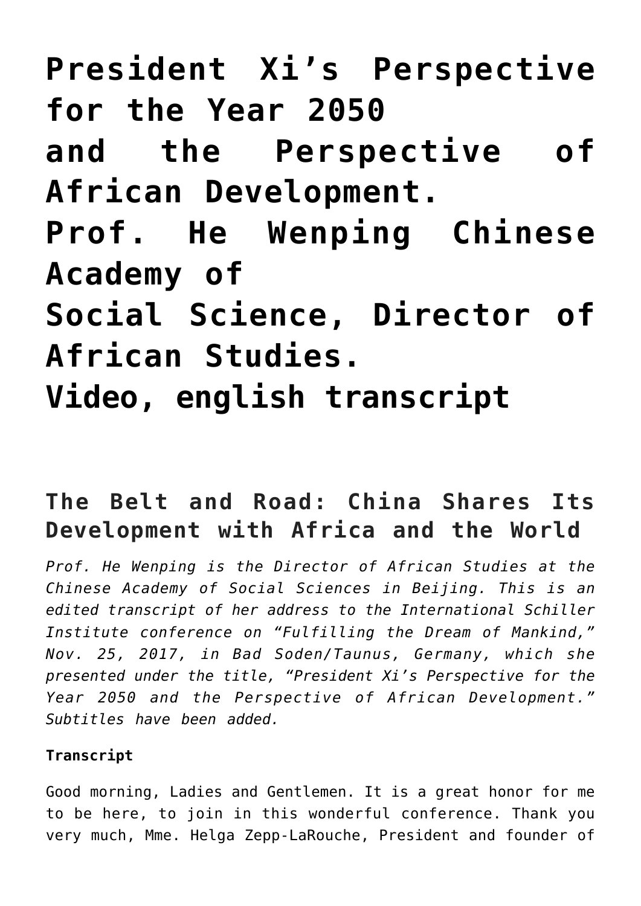# President Xi's Perspective for the Year 2050 and the Perspective of African Development. Prof. He Wenping Chinese Academy of Social Science, Director of African Studies. Video, english transcript

## The Belt and Road: China Shares Its Development with Africa and the World

*Prof. He Wenping is the Director of African Studies at the Chinese Academy of Social Sciences in Beijing. This is an edited transcript of her address to the International Schiller Institute conference on "Fulfilling the Dream of Mankind," Nov. 25, 2017, in Bad Soden/Taunus, Germany, which she presented under the title, "President Xi's Perspective for the Year 2050 and the Perspective of African Development." Subtitles have been added.*

**Transcript**

Good morning, Ladies and Gentlemen. It is a great honor for me to be here, to join in this wonderful conference. Thank you very much, Mme. Helga Zepp-LaRouche, President and founder of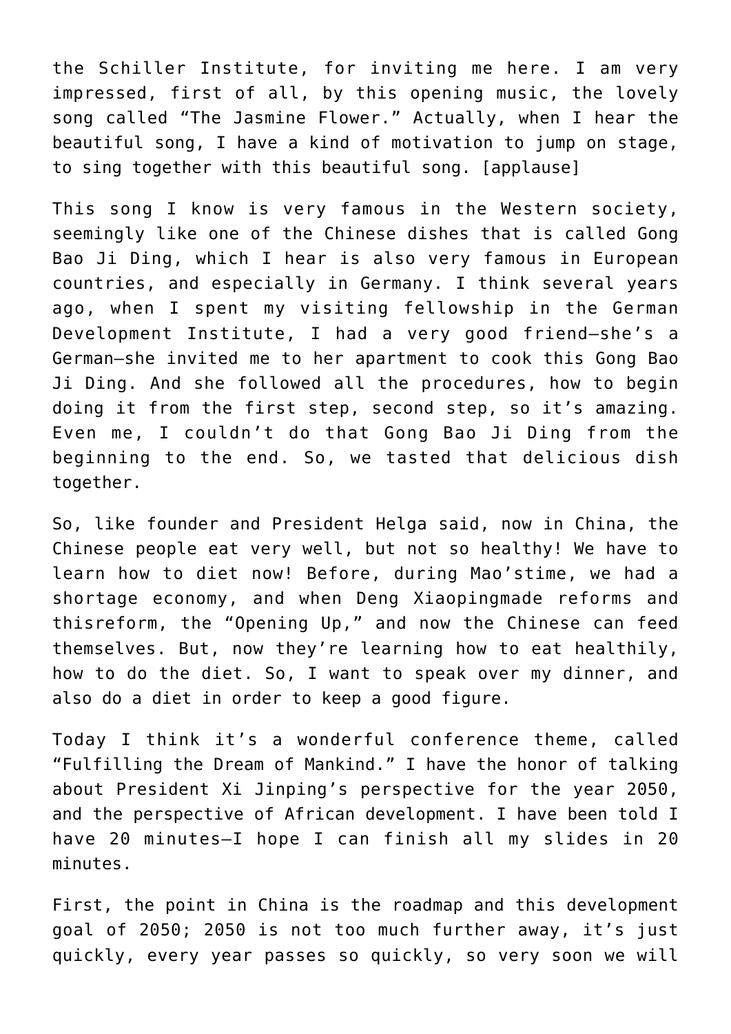the Schiller Institute, for inviting me here. I am very impressed, first of all, by this opening music, the lovely song called "The Jasmine Flower." Actually, when I hear the beautiful song, I have a kind of motivation to jump on stage, to sing together with this beautiful song. [applause]

This song I know is very famous in the Western society, seemingly like one of the Chinese dishes that is called Gong Bao Ji Ding, which I hear is also very famous in European countries, and especially in Germany. I think several years ago, when I spent my visiting fellowship in the German Development Institute, I had a very good friend—she's a German—she invited me to her apartment to cook this Gong Bao Ji Ding. And she followed all the procedures, how to begin doing it from the first step, second step, so it's amazing. Even me, I couldn't do that Gong Bao Ji Ding from the beginning to the end. So, we tasted that delicious dish together.

So, like founder and President Helga said, now in China, the Chinese people eat very well, but not so healthy! We have to learn how to diet now! Before, during Mao'stime, we had a shortage economy, and when Deng Xiaopingmade reforms and thisreform, the "Opening Up," and now the Chinese can feed themselves. But, now they're learning how to eat healthily, how to do the diet. So, I want to speak over my dinner, and also do a diet in order to keep a good figure.

Today I think it's a wonderful conference theme, called "Fulfilling the Dream of Mankind." I have the honor of talking about President Xi Jinping's perspective for the year 2050, and the perspective of African development. I have been told I have 20 minutes—I hope I can finish all my slides in 20 minutes.

First, the point in China is the roadmap and this development goal of 2050; 2050 is not too much further away, it's just quickly, every year passes so quickly, so very soon we will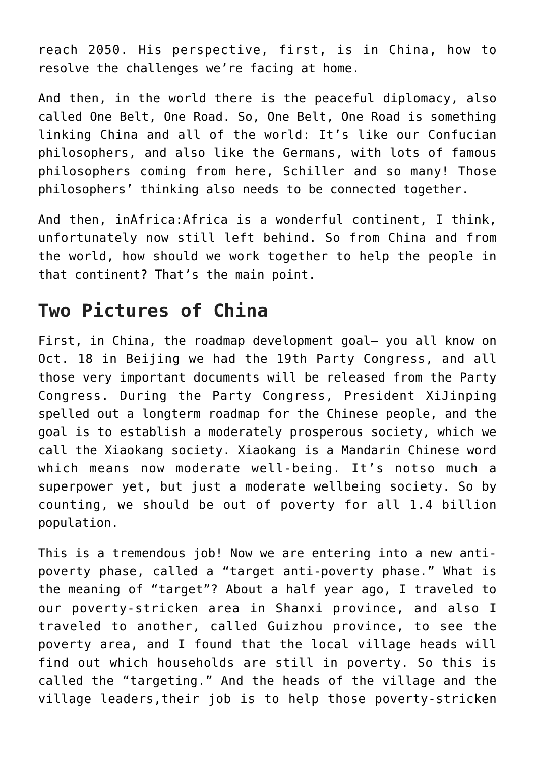reach 2050. His perspective, first, is in China, how to resolve the challenges we're facing at home.

And then, in the world there is the peaceful diplomacy, also called One Belt, One Road. So, One Belt, One Road is something linking China and all of the world: It's like our Confucian philosophers, and also like the Germans, with lots of famous philosophers coming from here, Schiller and so many! Those philosophers' thinking also needs to be connected together.

And then, inAfrica:Africa is a wonderful continent, I think, unfortunately now still left behind. So from China and from the world, how should we work together to help the people in that continent? That's the main point.

## Two Pictures of China

First, in China, the roadmap development goal— you all know on Oct. 18 in Beijing we had the 19th Party Congress, and all those very important documents will be released from the Party Congress. During the Party Congress, President XiJinping spelled out a longterm roadmap for the Chinese people, and the goal is to establish a moderately prosperous society, which we call the Xiaokang society. Xiaokang is a Mandarin Chinese word which means now moderate well-being. It's notso much a superpower yet, but just a moderate wellbeing society. So by counting, we should be out of poverty for all 1.4 billion population.

This is a tremendous job! Now we are entering into a new anti-poverty phase, called a "target anti-poverty phase." What is the meaning of "target"? About a half year ago, I traveled to our poverty-stricken area in Shanxi province, and also I traveled to another, called Guizhou province, to see the poverty area, and I found that the local village heads will find out which households are still in poverty. So this is called the "targeting." And the heads of the village and the village leaders,their job is to help those poverty-stricken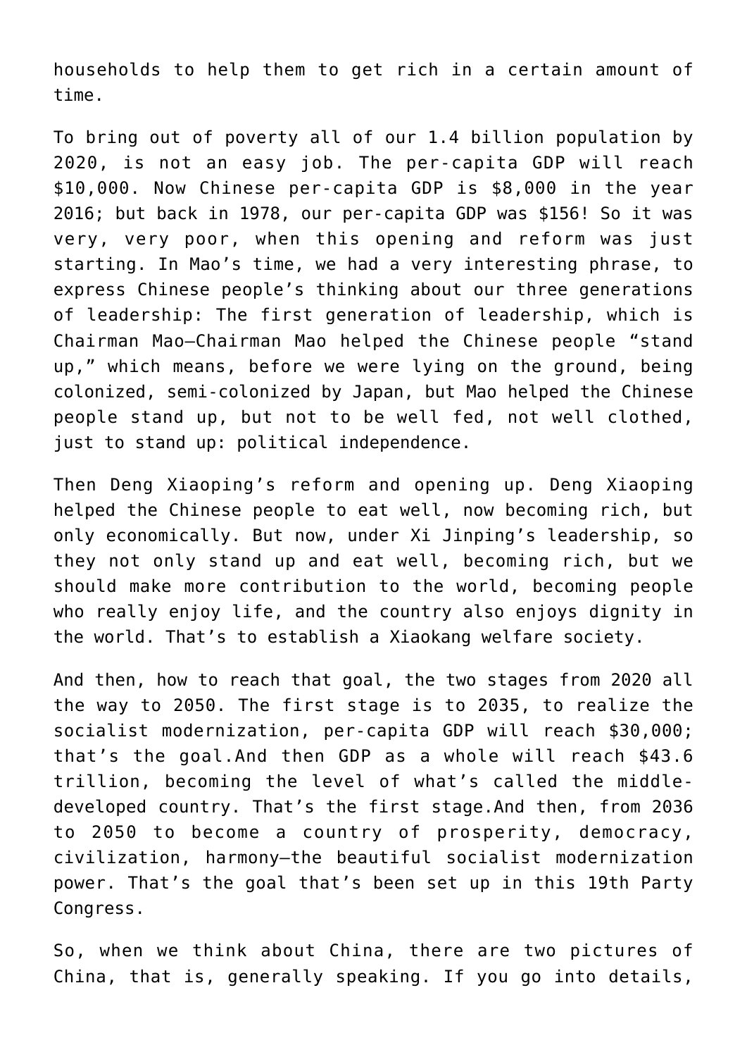households to help them to get rich in a certain amount of time.

To bring out of poverty all of our 1.4 billion population by 2020, is not an easy job. The per-capita GDP will reach $10,000. Now Chinese per-capita GDP is $8,000 in the year 2016; but back in 1978, our per-capita GDP was $156! So it was very, very poor, when this opening and reform was just starting. In Mao's time, we had a very interesting phrase, to express Chinese people's thinking about our three generations of leadership: The first generation of leadership, which is Chairman Mao—Chairman Mao helped the Chinese people "stand up," which means, before we were lying on the ground, being colonized, semi-colonized by Japan, but Mao helped the Chinese people stand up, but not to be well fed, not well clothed, just to stand up: political independence.

Then Deng Xiaoping's reform and opening up. Deng Xiaoping helped the Chinese people to eat well, now becoming rich, but only economically. But now, under Xi Jinping's leadership, so they not only stand up and eat well, becoming rich, but we should make more contribution to the world, becoming people who really enjoy life, and the country also enjoys dignity in the world. That's to establish a Xiaokang welfare society.

And then, how to reach that goal, the two stages from 2020 all the way to 2050. The first stage is to 2035, to realize the socialist modernization, per-capita GDP will reach $30,000; that's the goal.And then GDP as a whole will reach $43.6 trillion, becoming the level of what's called the middle-developed country. That's the first stage.And then, from 2036 to 2050 to become a country of prosperity, democracy, civilization, harmony—the beautiful socialist modernization power. That's the goal that's been set up in this 19th Party Congress.

So, when we think about China, there are two pictures of China, that is, generally speaking. If you go into details,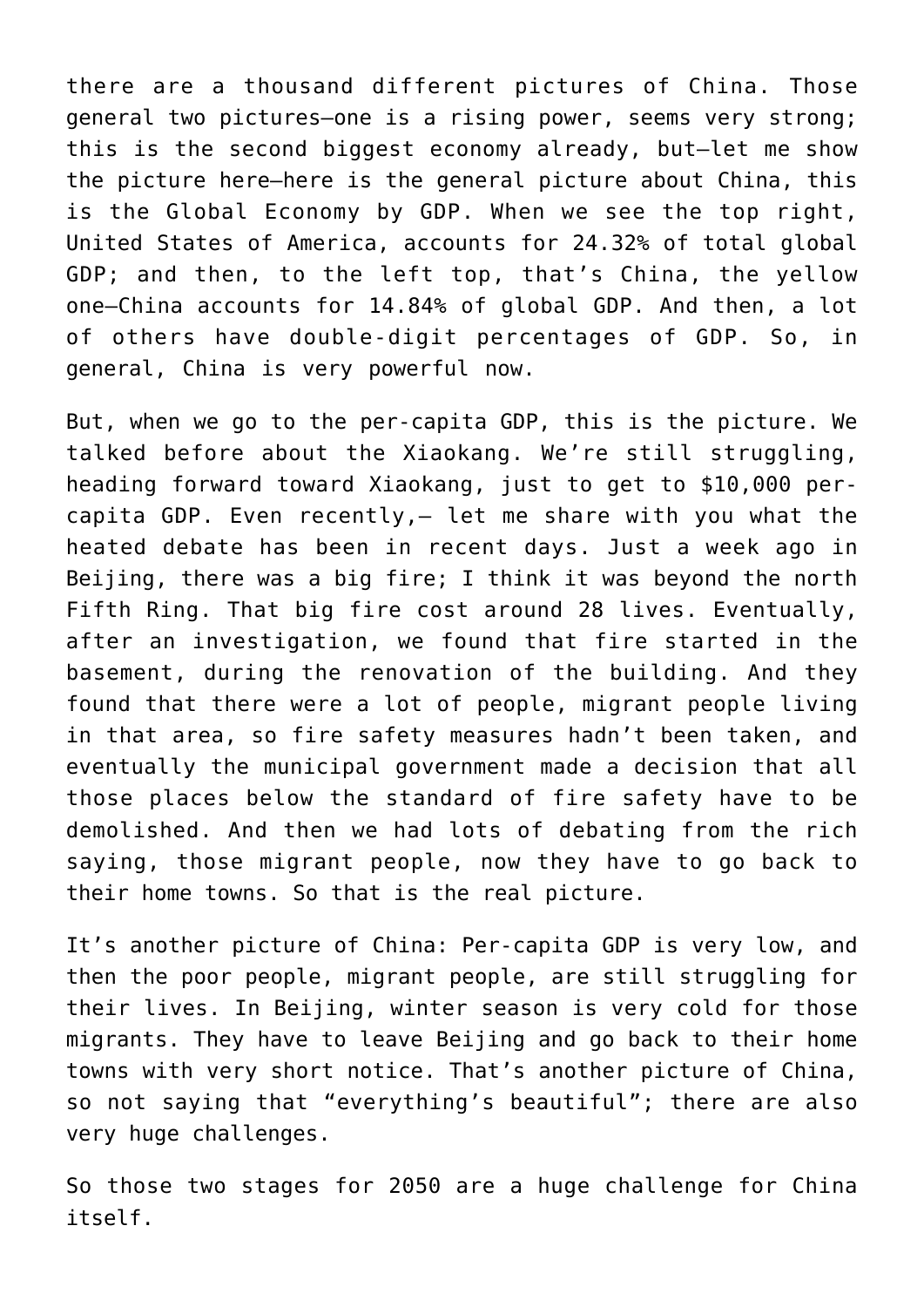there are a thousand different pictures of China. Those general two pictures—one is a rising power, seems very strong; this is the second biggest economy already, but—let me show the picture here—here is the general picture about China, this is the Global Economy by GDP. When we see the top right, United States of America, accounts for 24.32% of total global GDP; and then, to the left top, that's China, the yellow one—China accounts for 14.84% of global GDP. And then, a lot of others have double-digit percentages of GDP. So, in general, China is very powerful now.

But, when we go to the per-capita GDP, this is the picture. We talked before about the Xiaokang. We're still struggling, heading forward toward Xiaokang, just to get to $10,000 per-capita GDP. Even recently,— let me share with you what the heated debate has been in recent days. Just a week ago in Beijing, there was a big fire; I think it was beyond the north Fifth Ring. That big fire cost around 28 lives. Eventually, after an investigation, we found that fire started in the basement, during the renovation of the building. And they found that there were a lot of people, migrant people living in that area, so fire safety measures hadn't been taken, and eventually the municipal government made a decision that all those places below the standard of fire safety have to be demolished. And then we had lots of debating from the rich saying, those migrant people, now they have to go back to their home towns. So that is the real picture.

It's another picture of China: Per-capita GDP is very low, and then the poor people, migrant people, are still struggling for their lives. In Beijing, winter season is very cold for those migrants. They have to leave Beijing and go back to their home towns with very short notice. That's another picture of China, so not saying that "everything's beautiful"; there are also very huge challenges.

So those two stages for 2050 are a huge challenge for China itself.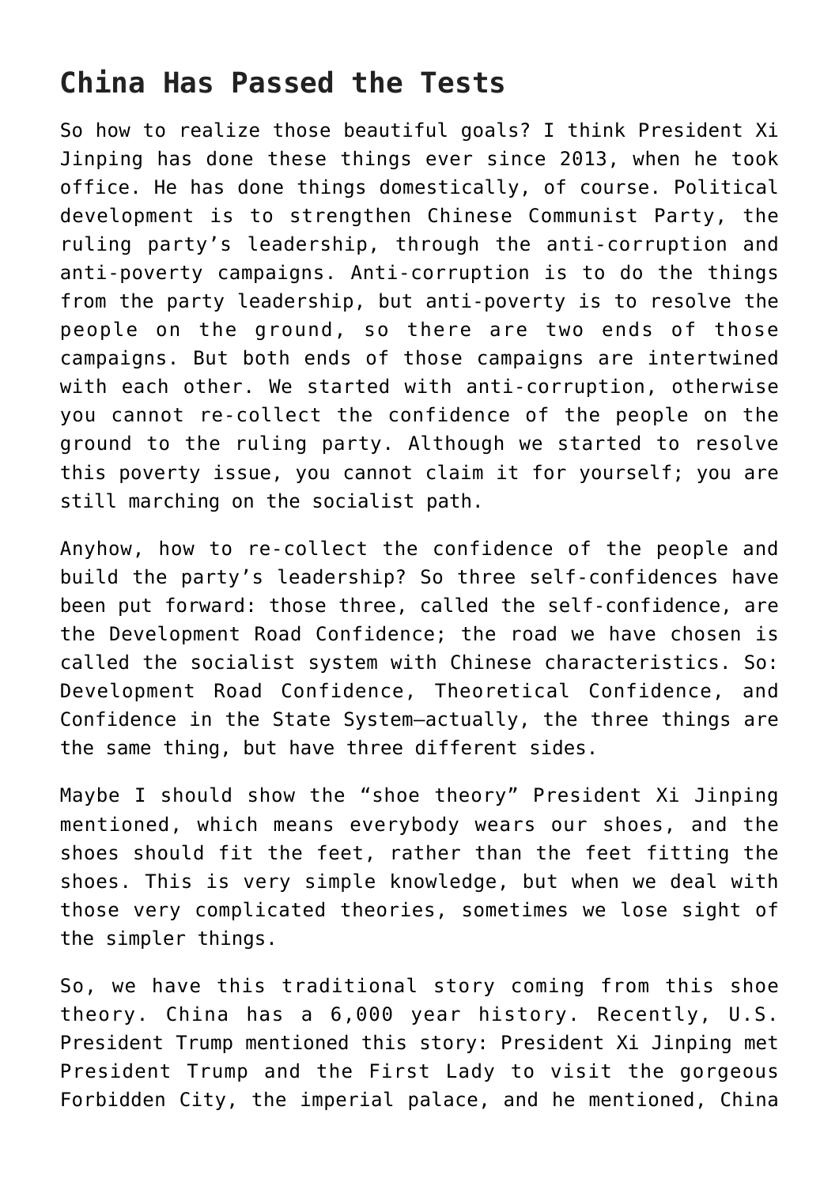## China Has Passed the Tests

So how to realize those beautiful goals? I think President Xi Jinping has done these things ever since 2013, when he took office. He has done things domestically, of course. Political development is to strengthen Chinese Communist Party, the ruling party's leadership, through the anti-corruption and anti-poverty campaigns. Anti-corruption is to do the things from the party leadership, but anti-poverty is to resolve the people on the ground, so there are two ends of those campaigns. But both ends of those campaigns are intertwined with each other. We started with anti-corruption, otherwise you cannot re-collect the confidence of the people on the ground to the ruling party. Although we started to resolve this poverty issue, you cannot claim it for yourself; you are still marching on the socialist path.

Anyhow, how to re-collect the confidence of the people and build the party's leadership? So three self-confidences have been put forward: those three, called the self-confidence, are the Development Road Confidence; the road we have chosen is called the socialist system with Chinese characteristics. So: Development Road Confidence, Theoretical Confidence, and Confidence in the State System—actually, the three things are the same thing, but have three different sides.

Maybe I should show the "shoe theory" President Xi Jinping mentioned, which means everybody wears our shoes, and the shoes should fit the feet, rather than the feet fitting the shoes. This is very simple knowledge, but when we deal with those very complicated theories, sometimes we lose sight of the simpler things.

So, we have this traditional story coming from this shoe theory. China has a 6,000 year history. Recently, U.S. President Trump mentioned this story: President Xi Jinping met President Trump and the First Lady to visit the gorgeous Forbidden City, the imperial palace, and he mentioned, China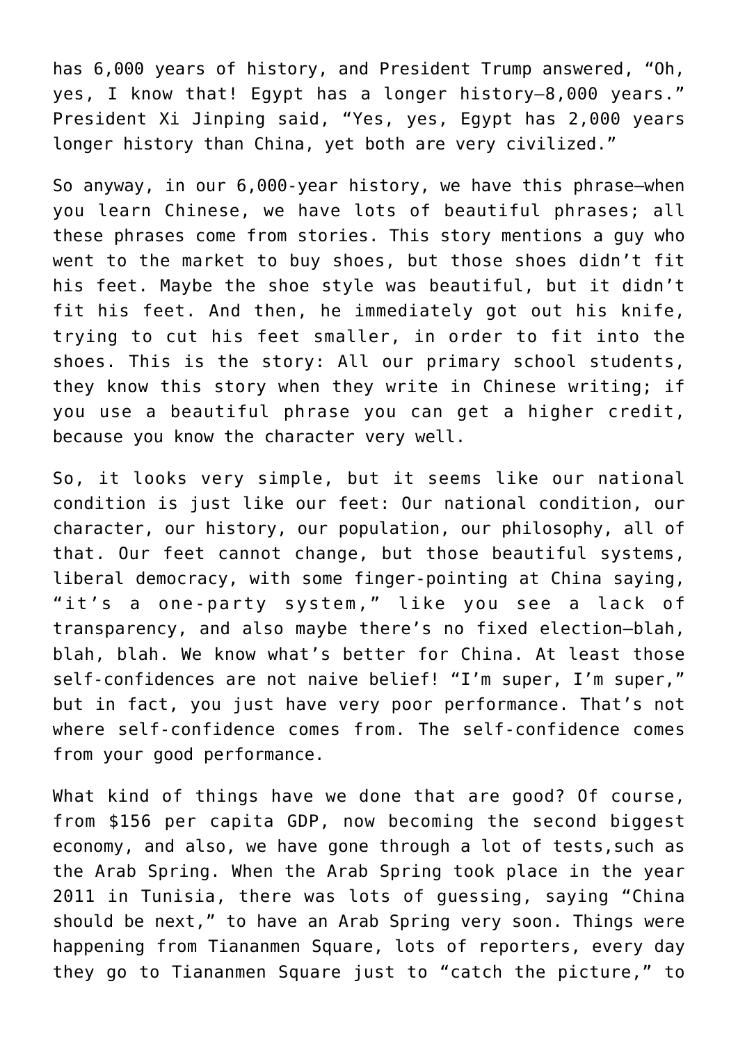has 6,000 years of history, and President Trump answered, "Oh, yes, I know that! Egypt has a longer history—8,000 years." President Xi Jinping said, "Yes, yes, Egypt has 2,000 years longer history than China, yet both are very civilized."

So anyway, in our 6,000-year history, we have this phrase—when you learn Chinese, we have lots of beautiful phrases; all these phrases come from stories. This story mentions a guy who went to the market to buy shoes, but those shoes didn't fit his feet. Maybe the shoe style was beautiful, but it didn't fit his feet. And then, he immediately got out his knife, trying to cut his feet smaller, in order to fit into the shoes. This is the story: All our primary school students, they know this story when they write in Chinese writing; if you use a beautiful phrase you can get a higher credit, because you know the character very well.

So, it looks very simple, but it seems like our national condition is just like our feet: Our national condition, our character, our history, our population, our philosophy, all of that. Our feet cannot change, but those beautiful systems, liberal democracy, with some finger-pointing at China saying, "it's a one-party system," like you see a lack of transparency, and also maybe there's no fixed election—blah, blah, blah. We know what's better for China. At least those self-confidences are not naive belief! "I'm super, I'm super," but in fact, you just have very poor performance. That's not where self-confidence comes from. The self-confidence comes from your good performance.

What kind of things have we done that are good? Of course, from $156 per capita GDP, now becoming the second biggest economy, and also, we have gone through a lot of tests,such as the Arab Spring. When the Arab Spring took place in the year 2011 in Tunisia, there was lots of guessing, saying "China should be next," to have an Arab Spring very soon. Things were happening from Tiananmen Square, lots of reporters, every day they go to Tiananmen Square just to "catch the picture," to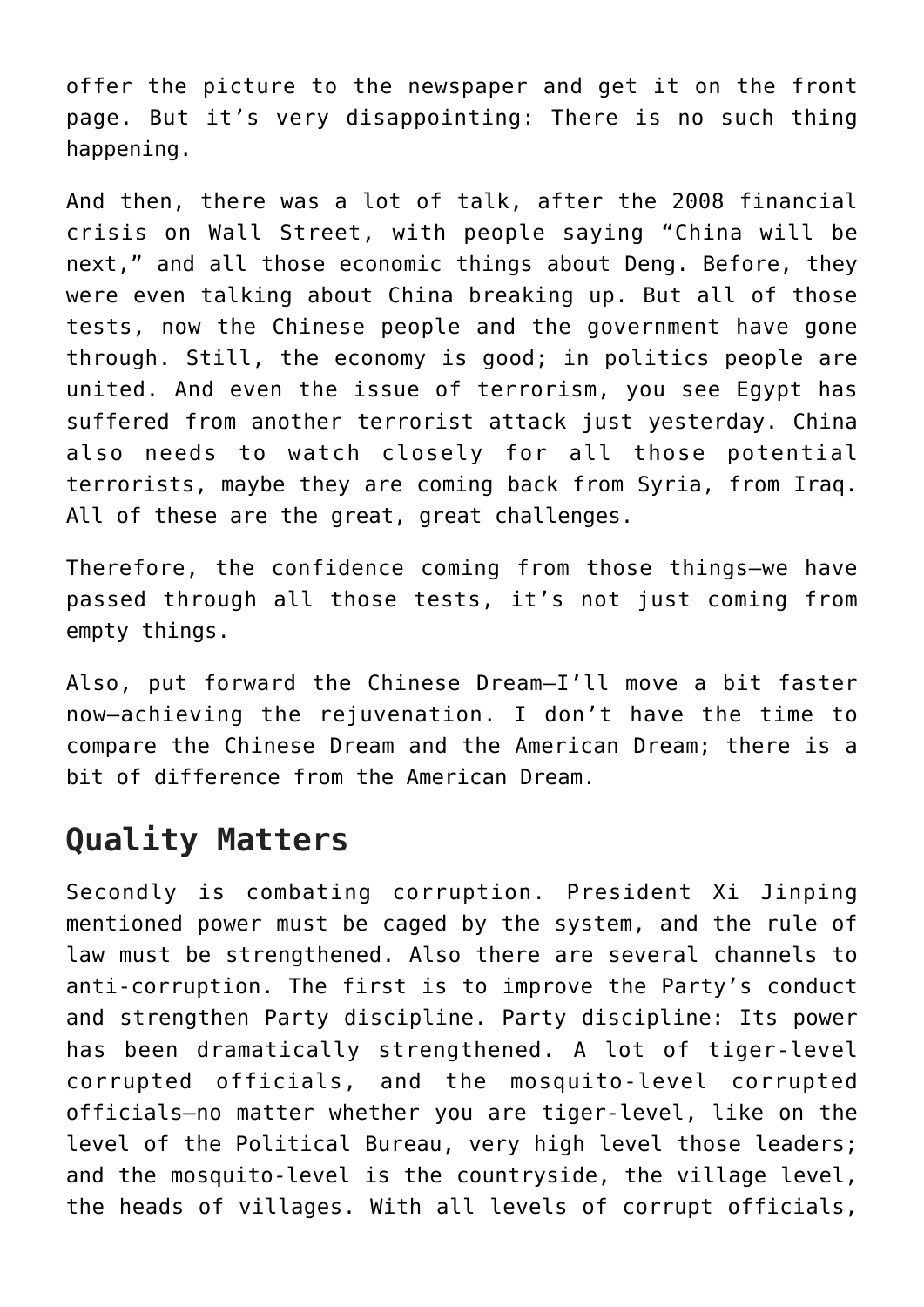offer the picture to the newspaper and get it on the front page. But it's very disappointing: There is no such thing happening.

And then, there was a lot of talk, after the 2008 financial crisis on Wall Street, with people saying "China will be next," and all those economic things about Deng. Before, they were even talking about China breaking up. But all of those tests, now the Chinese people and the government have gone through. Still, the economy is good; in politics people are united. And even the issue of terrorism, you see Egypt has suffered from another terrorist attack just yesterday. China also needs to watch closely for all those potential terrorists, maybe they are coming back from Syria, from Iraq. All of these are the great, great challenges.

Therefore, the confidence coming from those things—we have passed through all those tests, it's not just coming from empty things.

Also, put forward the Chinese Dream—I'll move a bit faster now—achieving the rejuvenation. I don't have the time to compare the Chinese Dream and the American Dream; there is a bit of difference from the American Dream.

## Quality Matters

Secondly is combating corruption. President Xi Jinping mentioned power must be caged by the system, and the rule of law must be strengthened. Also there are several channels to anti-corruption. The first is to improve the Party's conduct and strengthen Party discipline. Party discipline: Its power has been dramatically strengthened. A lot of tiger-level corrupted officials, and the mosquito-level corrupted officials—no matter whether you are tiger-level, like on the level of the Political Bureau, very high level those leaders; and the mosquito-level is the countryside, the village level, the heads of villages. With all levels of corrupt officials,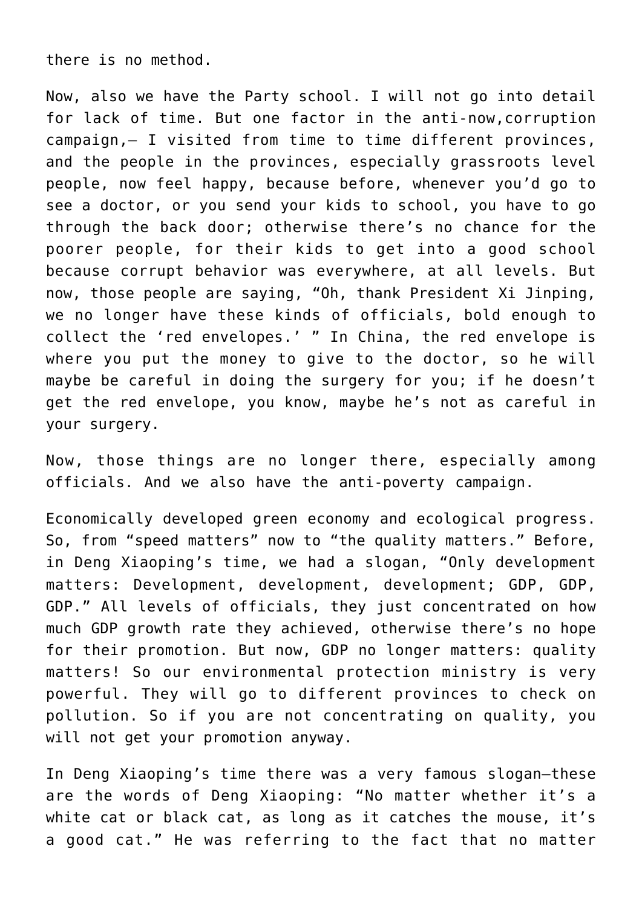there is no method.

Now, also we have the Party school. I will not go into detail for lack of time. But one factor in the anti-now,corruption campaign,— I visited from time to time different provinces, and the people in the provinces, especially grassroots level people, now feel happy, because before, whenever you'd go to see a doctor, or you send your kids to school, you have to go through the back door; otherwise there's no chance for the poorer people, for their kids to get into a good school because corrupt behavior was everywhere, at all levels. But now, those people are saying, "Oh, thank President Xi Jinping, we no longer have these kinds of officials, bold enough to collect the 'red envelopes.' " In China, the red envelope is where you put the money to give to the doctor, so he will maybe be careful in doing the surgery for you; if he doesn't get the red envelope, you know, maybe he's not as careful in your surgery.

Now, those things are no longer there, especially among officials. And we also have the anti-poverty campaign.

Economically developed green economy and ecological progress. So, from "speed matters" now to "the quality matters." Before, in Deng Xiaoping's time, we had a slogan, "Only development matters: Development, development, development; GDP, GDP, GDP." All levels of officials, they just concentrated on how much GDP growth rate they achieved, otherwise there's no hope for their promotion. But now, GDP no longer matters: quality matters! So our environmental protection ministry is very powerful. They will go to different provinces to check on pollution. So if you are not concentrating on quality, you will not get your promotion anyway.

In Deng Xiaoping's time there was a very famous slogan—these are the words of Deng Xiaoping: "No matter whether it's a white cat or black cat, as long as it catches the mouse, it's a good cat." He was referring to the fact that no matter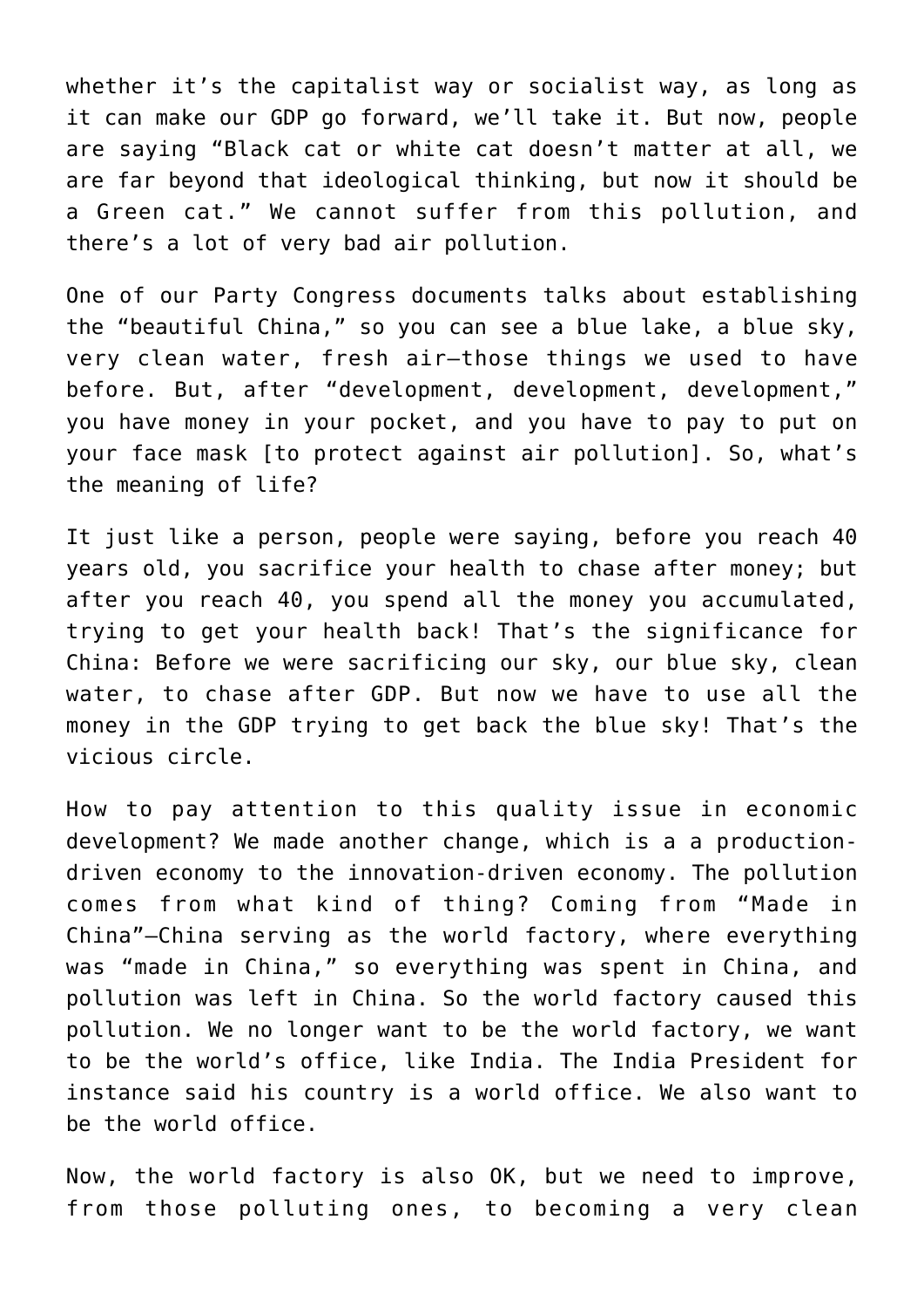whether it's the capitalist way or socialist way, as long as it can make our GDP go forward, we'll take it. But now, people are saying "Black cat or white cat doesn't matter at all, we are far beyond that ideological thinking, but now it should be a Green cat." We cannot suffer from this pollution, and there's a lot of very bad air pollution.

One of our Party Congress documents talks about establishing the "beautiful China," so you can see a blue lake, a blue sky, very clean water, fresh air—those things we used to have before. But, after "development, development, development," you have money in your pocket, and you have to pay to put on your face mask [to protect against air pollution]. So, what's the meaning of life?

It just like a person, people were saying, before you reach 40 years old, you sacrifice your health to chase after money; but after you reach 40, you spend all the money you accumulated, trying to get your health back! That's the significance for China: Before we were sacrificing our sky, our blue sky, clean water, to chase after GDP. But now we have to use all the money in the GDP trying to get back the blue sky! That's the vicious circle.

How to pay attention to this quality issue in economic development? We made another change, which is a a production-driven economy to the innovation-driven economy. The pollution comes from what kind of thing? Coming from "Made in China"—China serving as the world factory, where everything was "made in China," so everything was spent in China, and pollution was left in China. So the world factory caused this pollution. We no longer want to be the world factory, we want to be the world's office, like India. The India President for instance said his country is a world office. We also want to be the world office.

Now, the world factory is also OK, but we need to improve, from those polluting ones, to becoming a very clean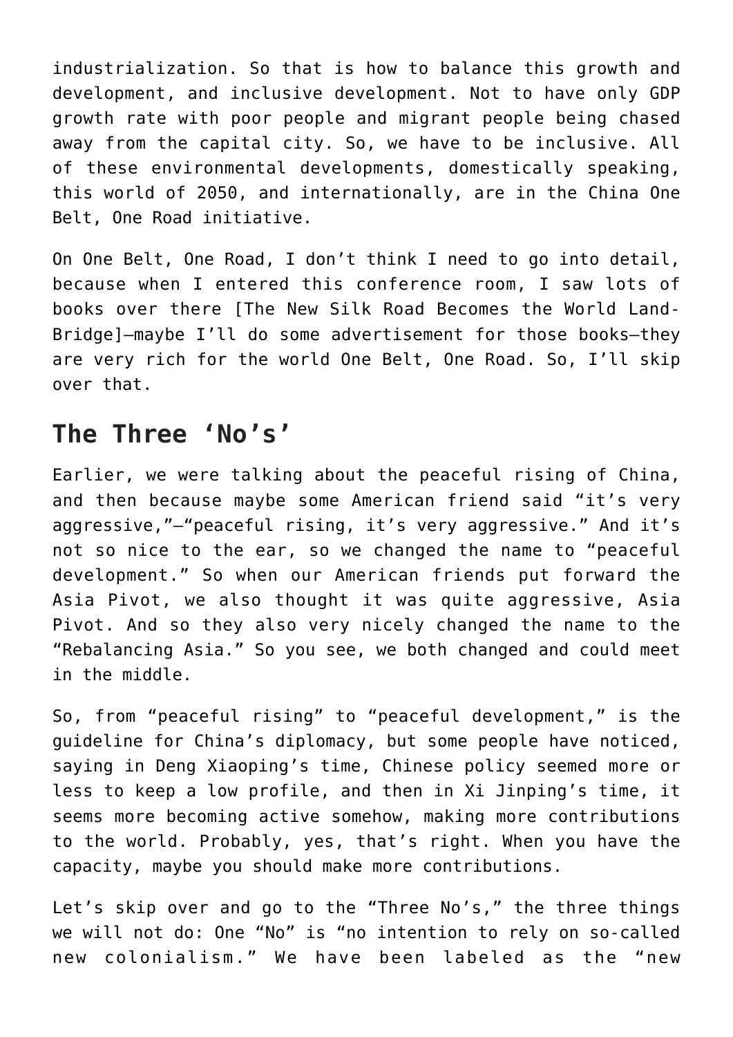industrialization. So that is how to balance this growth and development, and inclusive development. Not to have only GDP growth rate with poor people and migrant people being chased away from the capital city. So, we have to be inclusive. All of these environmental developments, domestically speaking, this world of 2050, and internationally, are in the China One Belt, One Road initiative.

On One Belt, One Road, I don't think I need to go into detail, because when I entered this conference room, I saw lots of books over there [The New Silk Road Becomes the World Land-Bridge]—maybe I'll do some advertisement for those books—they are very rich for the world One Belt, One Road. So, I'll skip over that.

## The Three 'No's'

Earlier, we were talking about the peaceful rising of China, and then because maybe some American friend said "it's very aggressive,"—"peaceful rising, it's very aggressive." And it's not so nice to the ear, so we changed the name to "peaceful development." So when our American friends put forward the Asia Pivot, we also thought it was quite aggressive, Asia Pivot. And so they also very nicely changed the name to the "Rebalancing Asia." So you see, we both changed and could meet in the middle.

So, from "peaceful rising" to "peaceful development," is the guideline for China's diplomacy, but some people have noticed, saying in Deng Xiaoping's time, Chinese policy seemed more or less to keep a low profile, and then in Xi Jinping's time, it seems more becoming active somehow, making more contributions to the world. Probably, yes, that's right. When you have the capacity, maybe you should make more contributions.

Let's skip over and go to the "Three No's," the three things we will not do: One "No" is "no intention to rely on so-called new colonialism." We have been labeled as the "new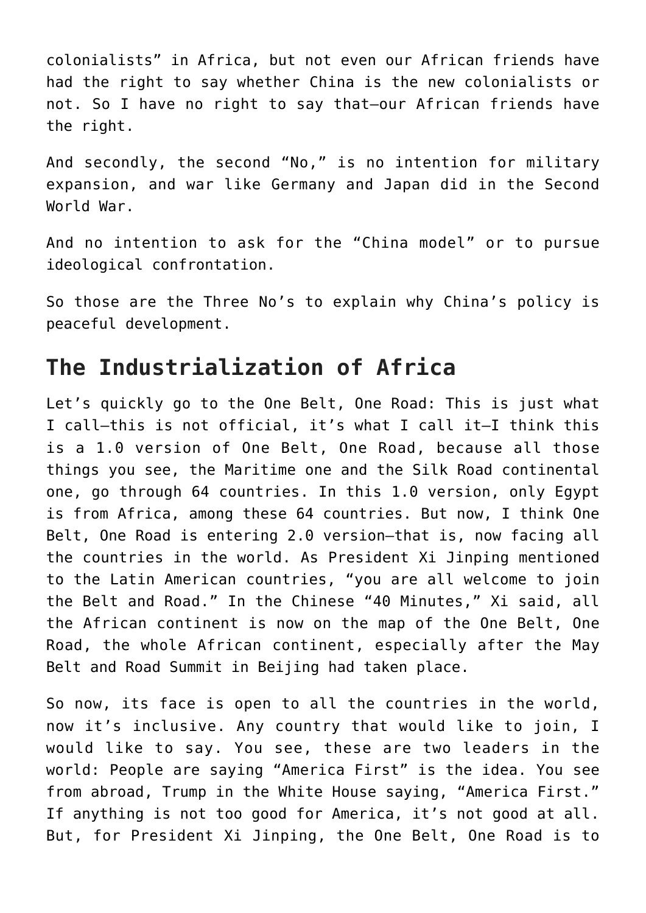colonialists" in Africa, but not even our African friends have had the right to say whether China is the new colonialists or not. So I have no right to say that—our African friends have the right.

And secondly, the second "No," is no intention for military expansion, and war like Germany and Japan did in the Second World War.

And no intention to ask for the "China model" or to pursue ideological confrontation.

So those are the Three No's to explain why China's policy is peaceful development.

## The Industrialization of Africa

Let's quickly go to the One Belt, One Road: This is just what I call—this is not official, it's what I call it—I think this is a 1.0 version of One Belt, One Road, because all those things you see, the Maritime one and the Silk Road continental one, go through 64 countries. In this 1.0 version, only Egypt is from Africa, among these 64 countries. But now, I think One Belt, One Road is entering 2.0 version—that is, now facing all the countries in the world. As President Xi Jinping mentioned to the Latin American countries, "you are all welcome to join the Belt and Road." In the Chinese "40 Minutes," Xi said, all the African continent is now on the map of the One Belt, One Road, the whole African continent, especially after the May Belt and Road Summit in Beijing had taken place.

So now, its face is open to all the countries in the world, now it's inclusive. Any country that would like to join, I would like to say. You see, these are two leaders in the world: People are saying "America First" is the idea. You see from abroad, Trump in the White House saying, "America First." If anything is not too good for America, it's not good at all. But, for President Xi Jinping, the One Belt, One Road is to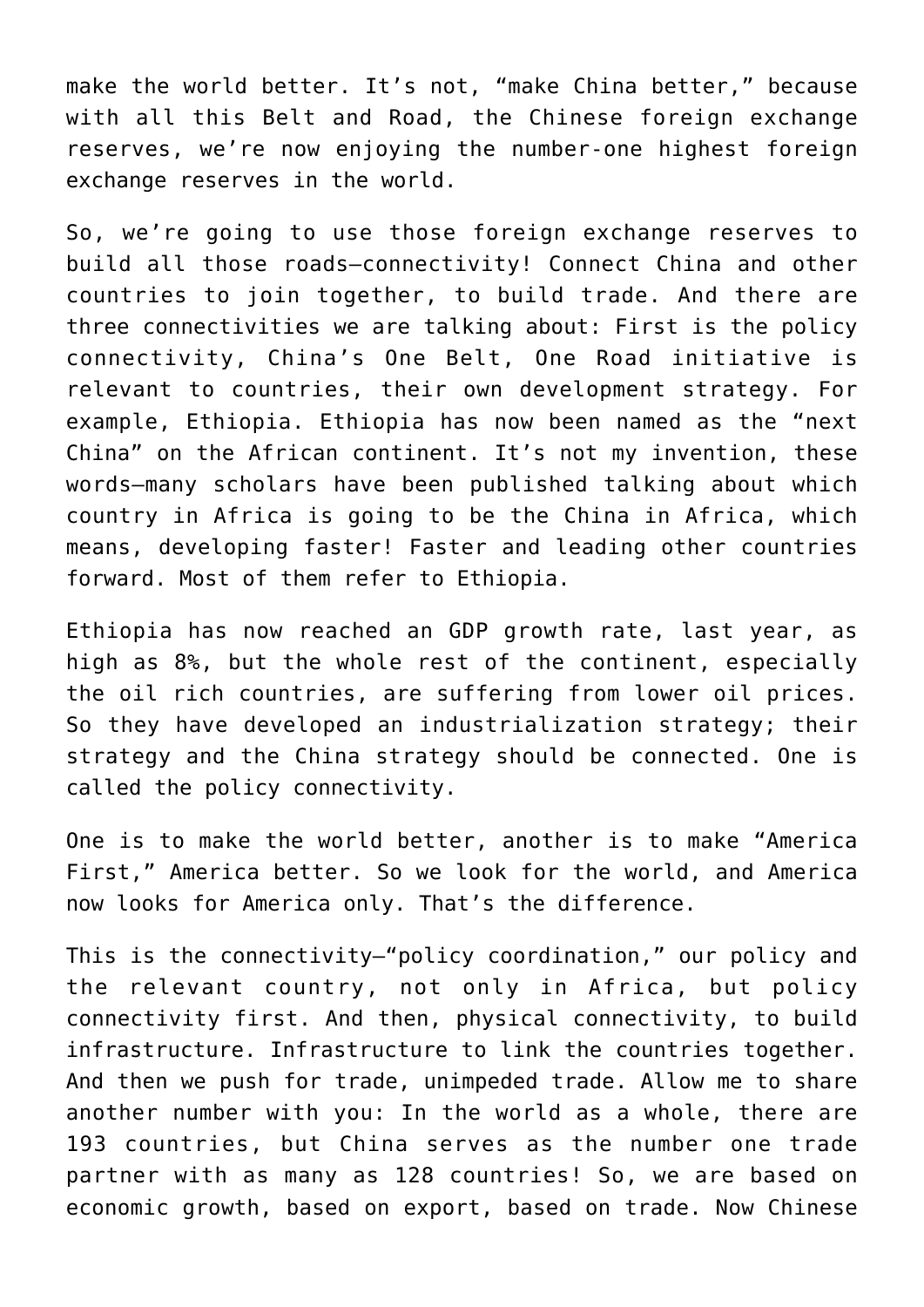make the world better. It's not, "make China better," because with all this Belt and Road, the Chinese foreign exchange reserves, we're now enjoying the number-one highest foreign exchange reserves in the world.

So, we're going to use those foreign exchange reserves to build all those roads—connectivity! Connect China and other countries to join together, to build trade. And there are three connectivities we are talking about: First is the policy connectivity, China's One Belt, One Road initiative is relevant to countries, their own development strategy. For example, Ethiopia. Ethiopia has now been named as the "next China" on the African continent. It's not my invention, these words—many scholars have been published talking about which country in Africa is going to be the China in Africa, which means, developing faster! Faster and leading other countries forward. Most of them refer to Ethiopia.

Ethiopia has now reached an GDP growth rate, last year, as high as 8%, but the whole rest of the continent, especially the oil rich countries, are suffering from lower oil prices. So they have developed an industrialization strategy; their strategy and the China strategy should be connected. One is called the policy connectivity.

One is to make the world better, another is to make "America First," America better. So we look for the world, and America now looks for America only. That's the difference.

This is the connectivity—"policy coordination," our policy and the relevant country, not only in Africa, but policy connectivity first. And then, physical connectivity, to build infrastructure. Infrastructure to link the countries together. And then we push for trade, unimpeded trade. Allow me to share another number with you: In the world as a whole, there are 193 countries, but China serves as the number one trade partner with as many as 128 countries! So, we are based on economic growth, based on export, based on trade. Now Chinese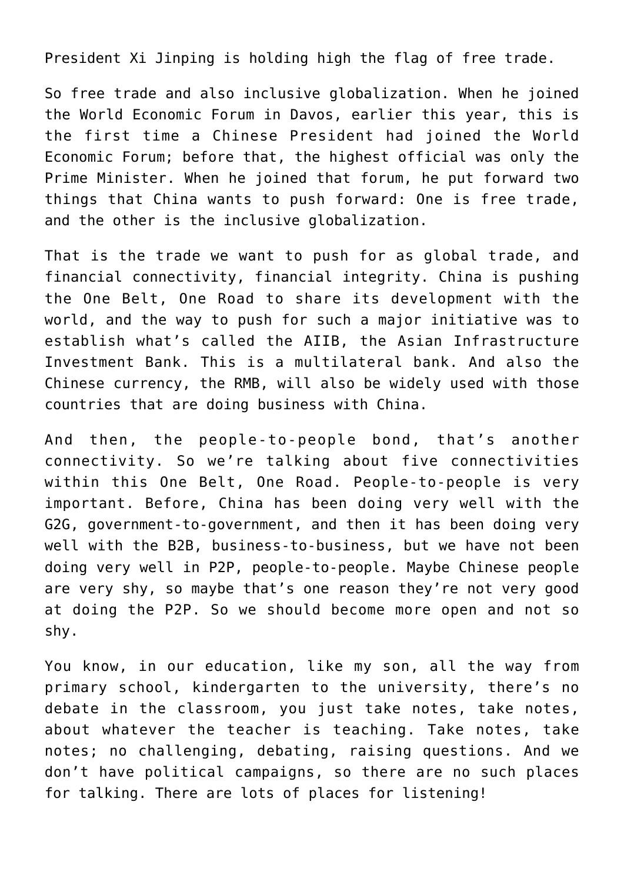President Xi Jinping is holding high the flag of free trade.

So free trade and also inclusive globalization. When he joined the World Economic Forum in Davos, earlier this year, this is the first time a Chinese President had joined the World Economic Forum; before that, the highest official was only the Prime Minister. When he joined that forum, he put forward two things that China wants to push forward: One is free trade, and the other is the inclusive globalization.

That is the trade we want to push for as global trade, and financial connectivity, financial integrity. China is pushing the One Belt, One Road to share its development with the world, and the way to push for such a major initiative was to establish what's called the AIIB, the Asian Infrastructure Investment Bank. This is a multilateral bank. And also the Chinese currency, the RMB, will also be widely used with those countries that are doing business with China.

And then, the people-to-people bond, that's another connectivity. So we're talking about five connectivities within this One Belt, One Road. People-to-people is very important. Before, China has been doing very well with the G2G, government-to-government, and then it has been doing very well with the B2B, business-to-business, but we have not been doing very well in P2P, people-to-people. Maybe Chinese people are very shy, so maybe that's one reason they're not very good at doing the P2P. So we should become more open and not so shy.

You know, in our education, like my son, all the way from primary school, kindergarten to the university, there's no debate in the classroom, you just take notes, take notes, about whatever the teacher is teaching. Take notes, take notes; no challenging, debating, raising questions. And we don't have political campaigns, so there are no such places for talking. There are lots of places for listening!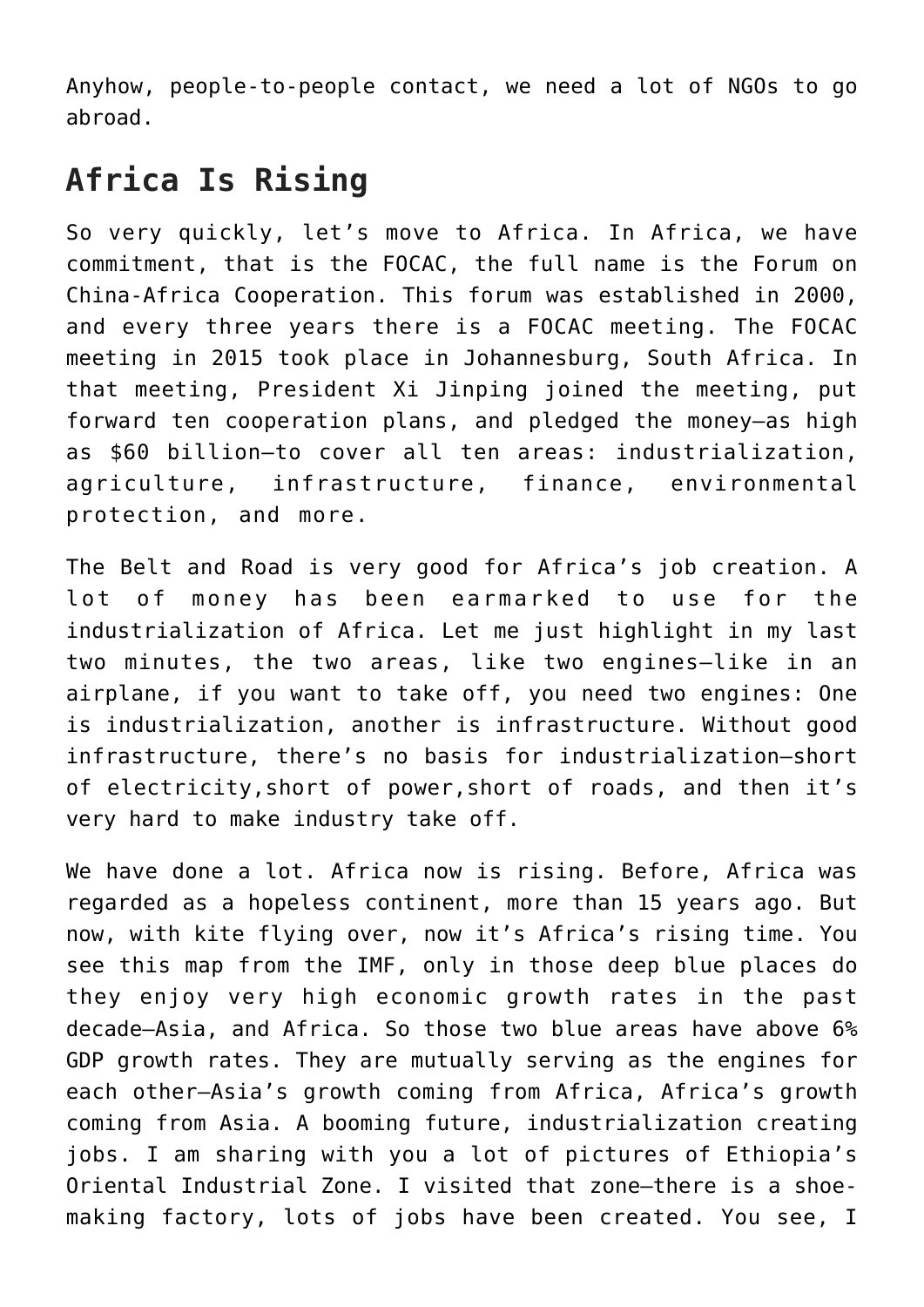Anyhow, people-to-people contact, we need a lot of NGOs to go abroad.

## Africa Is Rising

So very quickly, let's move to Africa. In Africa, we have commitment, that is the FOCAC, the full name is the Forum on China-Africa Cooperation. This forum was established in 2000, and every three years there is a FOCAC meeting. The FOCAC meeting in 2015 took place in Johannesburg, South Africa. In that meeting, President Xi Jinping joined the meeting, put forward ten cooperation plans, and pledged the money—as high as $60 billion—to cover all ten areas: industrialization, agriculture, infrastructure, finance, environmental protection, and more.

The Belt and Road is very good for Africa's job creation. A lot of money has been earmarked to use for the industrialization of Africa. Let me just highlight in my last two minutes, the two areas, like two engines—like in an airplane, if you want to take off, you need two engines: One is industrialization, another is infrastructure. Without good infrastructure, there's no basis for industrialization—short of electricity,short of power,short of roads, and then it's very hard to make industry take off.

We have done a lot. Africa now is rising. Before, Africa was regarded as a hopeless continent, more than 15 years ago. But now, with kite flying over, now it's Africa's rising time. You see this map from the IMF, only in those deep blue places do they enjoy very high economic growth rates in the past decade—Asia, and Africa. So those two blue areas have above 6% GDP growth rates. They are mutually serving as the engines for each other—Asia's growth coming from Africa, Africa's growth coming from Asia. A booming future, industrialization creating jobs. I am sharing with you a lot of pictures of Ethiopia's Oriental Industrial Zone. I visited that zone—there is a shoe-making factory, lots of jobs have been created. You see, I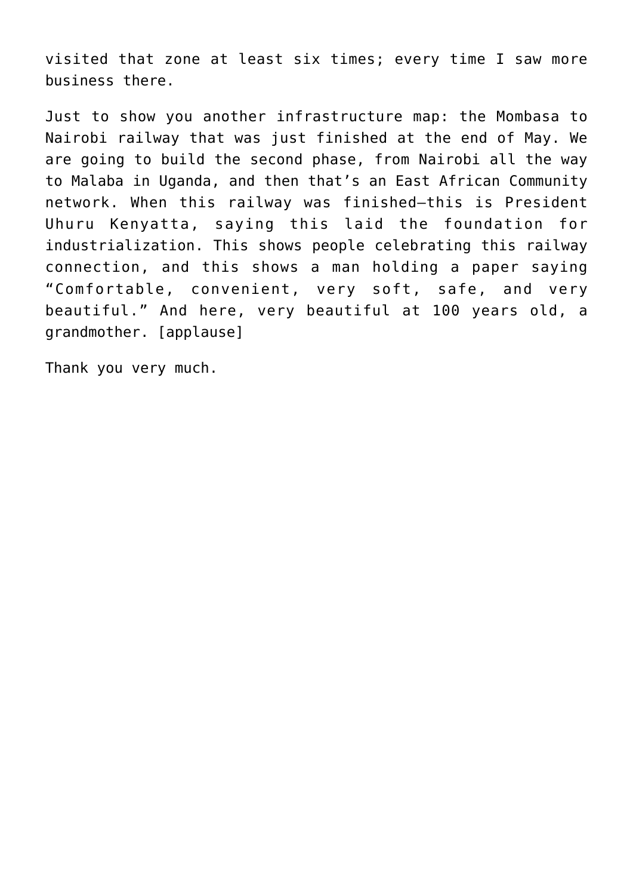visited that zone at least six times; every time I saw more business there.

Just to show you another infrastructure map: the Mombasa to Nairobi railway that was just finished at the end of May. We are going to build the second phase, from Nairobi all the way to Malaba in Uganda, and then that's an East African Community network. When this railway was finished—this is President Uhuru Kenyatta, saying this laid the foundation for industrialization. This shows people celebrating this railway connection, and this shows a man holding a paper saying "Comfortable, convenient, very soft, safe, and very beautiful." And here, very beautiful at 100 years old, a grandmother. [applause]

Thank you very much.